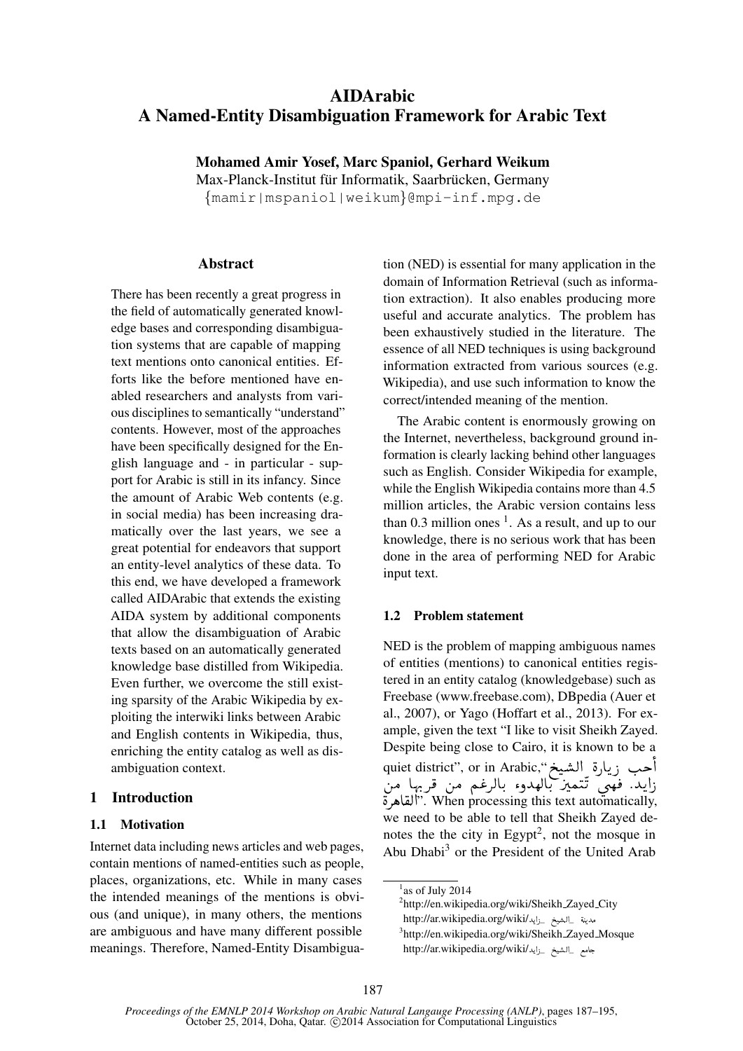# AIDArabic
# A Named-Entity Disambiguation Framework for Arabic Text

**Mohamed Amir Yosef, Marc Spaniol, Gerhard Weikum**
Max-Planck-Institut für Informatik, Saarbrücken, Germany
{mamir|mspaniol|weikum}@mpi-inf.mpg.de

## Abstract

There has been recently a great progress in the field of automatically generated knowledge bases and corresponding disambiguation systems that are capable of mapping text mentions onto canonical entities. Efforts like the before mentioned have enabled researchers and analysts from various disciplines to semantically "understand" contents. However, most of the approaches have been specifically designed for the English language and - in particular - support for Arabic is still in its infancy. Since the amount of Arabic Web contents (e.g. in social media) has been increasing dramatically over the last years, we see a great potential for endeavors that support an entity-level analytics of these data. To this end, we have developed a framework called AIDArabic that extends the existing AIDA system by additional components that allow the disambiguation of Arabic texts based on an automatically generated knowledge base distilled from Wikipedia. Even further, we overcome the still existing sparsity of the Arabic Wikipedia by exploiting the interwiki links between Arabic and English contents in Wikipedia, thus, enriching the entity catalog as well as disambiguation context.

## 1 Introduction

### 1.1 Motivation

Internet data including news articles and web pages, contain mentions of named-entities such as people, places, organizations, etc. While in many cases the intended meanings of the mentions is obvious (and unique), in many others, the mentions are ambiguous and have many different possible meanings. Therefore, Named-Entity Disambiguation (NED) is essential for many application in the domain of Information Retrieval (such as information extraction). It also enables producing more useful and accurate analytics. The problem has been exhaustively studied in the literature. The essence of all NED techniques is using background information extracted from various sources (e.g. Wikipedia), and use such information to know the correct/intended meaning of the mention.

The Arabic content is enormously growing on the Internet, nevertheless, background ground information is clearly lacking behind other languages such as English. Consider Wikipedia for example, while the English Wikipedia contains more than 4.5 million articles, the Arabic version contains less than 0.3 million ones [1]. As a result, and up to our knowledge, there is no serious work that has been done in the area of performing NED for Arabic input text.

### 1.2 Problem statement

NED is the problem of mapping ambiguous names of entities (mentions) to canonical entities registered in an entity catalog (knowledgebase) such as Freebase (www.freebase.com), DBpedia (Auer et al., 2007), or Yago (Hoffart et al., 2013). For example, given the text "I like to visit Sheikh Zayed. Despite being close to Cairo, it is known to be a quiet district", or in Arabic,"أحب زيارة الشيخ زايد. فهي تتميز بالهدوء بالرغم من قربها من القاهرة". When processing this text automatically, we need to be able to tell that Sheikh Zayed denotes the the city in Egypt[2], not the mosque in Abu Dhabi[3] or the President of the United Arab

[1] as of July 2014

[2] http://en.wikipedia.org/wiki/Sheikh_Zayed_City
http://ar.wikipedia.org/wiki/مدينة_الشيخ_زايد

[3] http://en.wikipedia.org/wiki/Sheikh_Zayed_Mosque
http://ar.wikipedia.org/wiki/جامع_الشيخ_زايد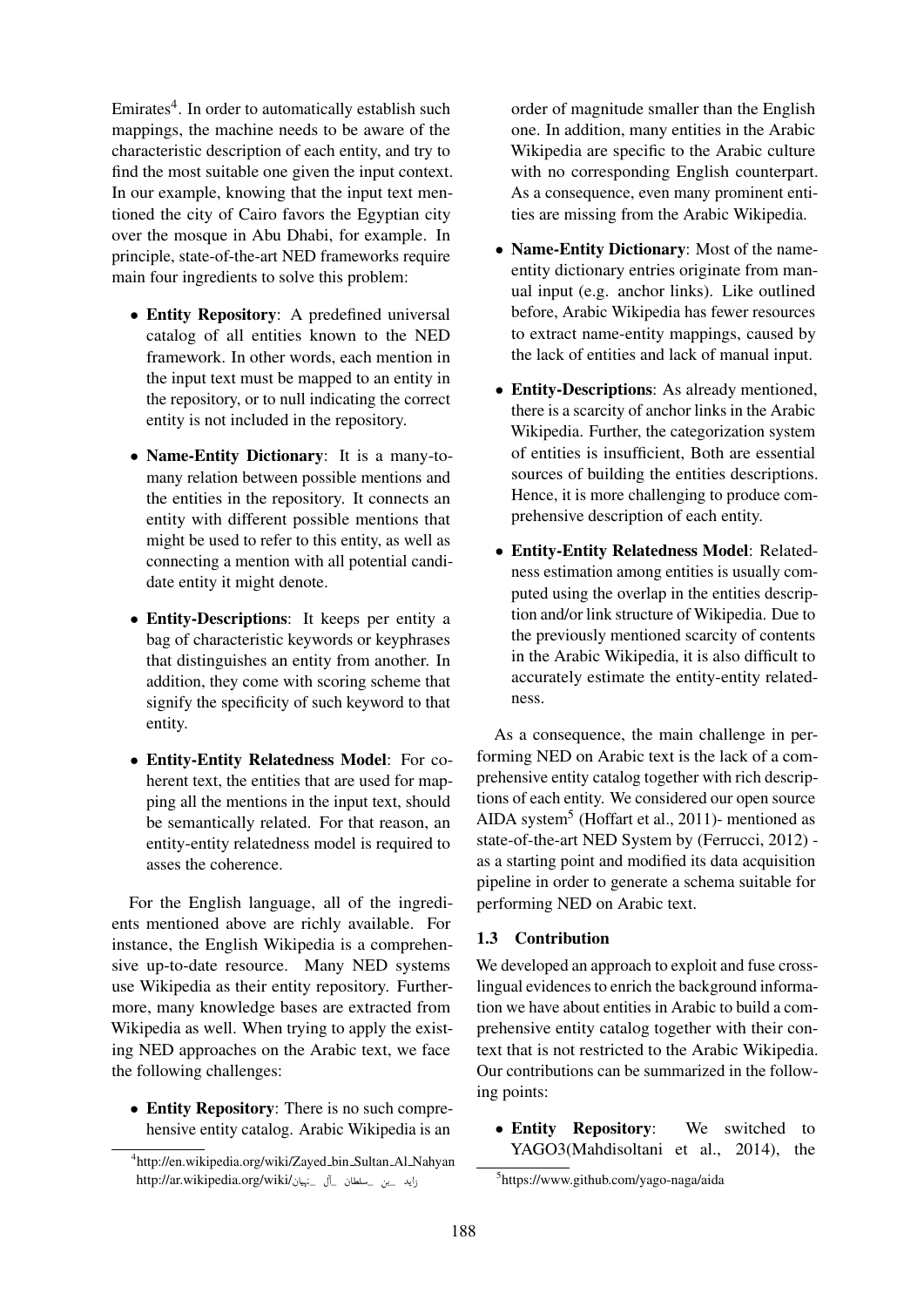Emirates[4]. In order to automatically establish such mappings, the machine needs to be aware of the characteristic description of each entity, and try to find the most suitable one given the input context. In our example, knowing that the input text mentioned the city of Cairo favors the Egyptian city over the mosque in Abu Dhabi, for example. In principle, state-of-the-art NED frameworks require main four ingredients to solve this problem:

- **Entity Repository**: A predefined universal catalog of all entities known to the NED framework. In other words, each mention in the input text must be mapped to an entity in the repository, or to null indicating the correct entity is not included in the repository.
- **Name-Entity Dictionary**: It is a many-to-many relation between possible mentions and the entities in the repository. It connects an entity with different possible mentions that might be used to refer to this entity, as well as connecting a mention with all potential candidate entity it might denote.
- **Entity-Descriptions**: It keeps per entity a bag of characteristic keywords or keyphrases that distinguishes an entity from another. In addition, they come with scoring scheme that signify the specificity of such keyword to that entity.
- **Entity-Entity Relatedness Model**: For coherent text, the entities that are used for mapping all the mentions in the input text, should be semantically related. For that reason, an entity-entity relatedness model is required to asses the coherence.

For the English language, all of the ingredients mentioned above are richly available. For instance, the English Wikipedia is a comprehensive up-to-date resource. Many NED systems use Wikipedia as their entity repository. Furthermore, many knowledge bases are extracted from Wikipedia as well. When trying to apply the existing NED approaches on the Arabic text, we face the following challenges:

- **Entity Repository**: There is no such comprehensive entity catalog. Arabic Wikipedia is an order of magnitude smaller than the English one. In addition, many entities in the Arabic Wikipedia are specific to the Arabic culture with no corresponding English counterpart. As a consequence, even many prominent entities are missing from the Arabic Wikipedia.
- **Name-Entity Dictionary**: Most of the name-entity dictionary entries originate from manual input (e.g. anchor links). Like outlined before, Arabic Wikipedia has fewer resources to extract name-entity mappings, caused by the lack of entities and lack of manual input.
- **Entity-Descriptions**: As already mentioned, there is a scarcity of anchor links in the Arabic Wikipedia. Further, the categorization system of entities is insufficient, Both are essential sources of building the entities descriptions. Hence, it is more challenging to produce comprehensive description of each entity.
- **Entity-Entity Relatedness Model**: Relatedness estimation among entities is usually computed using the overlap in the entities description and/or link structure of Wikipedia. Due to the previously mentioned scarcity of contents in the Arabic Wikipedia, it is also difficult to accurately estimate the entity-entity relatedness.

As a consequence, the main challenge in performing NED on Arabic text is the lack of a comprehensive entity catalog together with rich descriptions of each entity. We considered our open source AIDA system[5] (Hoffart et al., 2011)- mentioned as state-of-the-art NED System by (Ferrucci, 2012) - as a starting point and modified its data acquisition pipeline in order to generate a schema suitable for performing NED on Arabic text.

### 1.3 Contribution

We developed an approach to exploit and fuse cross-lingual evidences to enrich the background information we have about entities in Arabic to build a comprehensive entity catalog together with their context that is not restricted to the Arabic Wikipedia. Our contributions can be summarized in the following points:

- **Entity Repository**: We switched to YAGO3(Mahdisoltani et al., 2014), the

---

[4] http://en.wikipedia.org/wiki/Zayed_bin_Sultan_Al_Nahyan
http://ar.wikipedia.org/wiki/زايد_بن_سلطان_آل_نهيان

[5] https://www.github.com/yago-naga/aida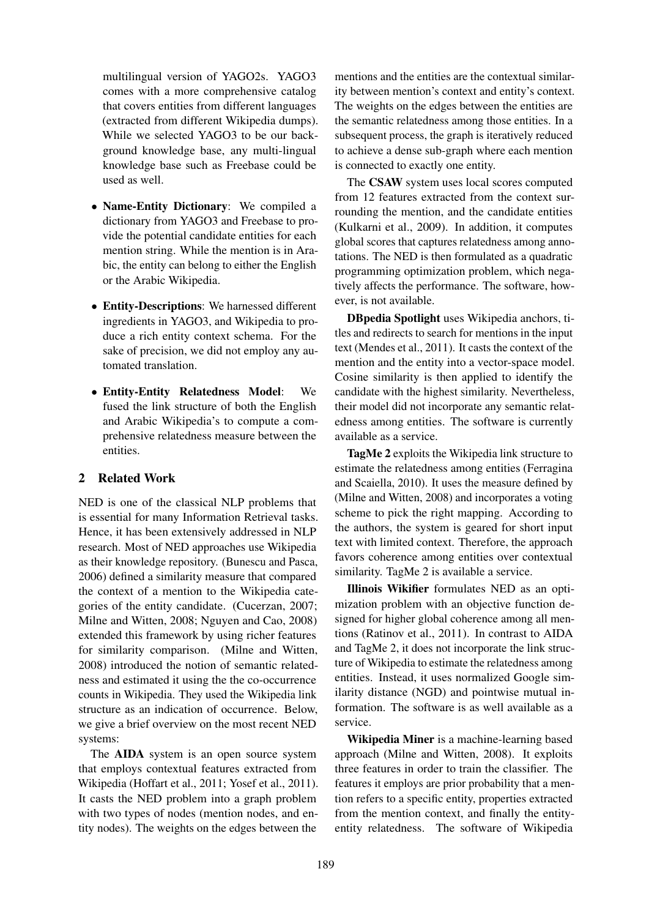multilingual version of YAGO2s. YAGO3 comes with a more comprehensive catalog that covers entities from different languages (extracted from different Wikipedia dumps). While we selected YAGO3 to be our background knowledge base, any multi-lingual knowledge base such as Freebase could be used as well.

- **Name-Entity Dictionary**: We compiled a dictionary from YAGO3 and Freebase to provide the potential candidate entities for each mention string. While the mention is in Arabic, the entity can belong to either the English or the Arabic Wikipedia.
- **Entity-Descriptions**: We harnessed different ingredients in YAGO3, and Wikipedia to produce a rich entity context schema. For the sake of precision, we did not employ any automated translation.
- **Entity-Entity Relatedness Model**: We fused the link structure of both the English and Arabic Wikipedia's to compute a comprehensive relatedness measure between the entities.

## 2 Related Work

NED is one of the classical NLP problems that is essential for many Information Retrieval tasks. Hence, it has been extensively addressed in NLP research. Most of NED approaches use Wikipedia as their knowledge repository. (Bunescu and Pasca, 2006) defined a similarity measure that compared the context of a mention to the Wikipedia categories of the entity candidate. (Cucerzan, 2007; Milne and Witten, 2008; Nguyen and Cao, 2008) extended this framework by using richer features for similarity comparison. (Milne and Witten, 2008) introduced the notion of semantic relatedness and estimated it using the the co-occurrence counts in Wikipedia. They used the Wikipedia link structure as an indication of occurrence. Below, we give a brief overview on the most recent NED systems:

The **AIDA** system is an open source system that employs contextual features extracted from Wikipedia (Hoffart et al., 2011; Yosef et al., 2011). It casts the NED problem into a graph problem with two types of nodes (mention nodes, and entity nodes). The weights on the edges between the mentions and the entities are the contextual similarity between mention's context and entity's context. The weights on the edges between the entities are the semantic relatedness among those entities. In a subsequent process, the graph is iteratively reduced to achieve a dense sub-graph where each mention is connected to exactly one entity.

The **CSAW** system uses local scores computed from 12 features extracted from the context surrounding the mention, and the candidate entities (Kulkarni et al., 2009). In addition, it computes global scores that captures relatedness among annotations. The NED is then formulated as a quadratic programming optimization problem, which negatively affects the performance. The software, however, is not available.

**DBpedia Spotlight** uses Wikipedia anchors, titles and redirects to search for mentions in the input text (Mendes et al., 2011). It casts the context of the mention and the entity into a vector-space model. Cosine similarity is then applied to identify the candidate with the highest similarity. Nevertheless, their model did not incorporate any semantic relatedness among entities. The software is currently available as a service.

**TagMe 2** exploits the Wikipedia link structure to estimate the relatedness among entities (Ferragina and Scaiella, 2010). It uses the measure defined by (Milne and Witten, 2008) and incorporates a voting scheme to pick the right mapping. According to the authors, the system is geared for short input text with limited context. Therefore, the approach favors coherence among entities over contextual similarity. TagMe 2 is available a service.

**Illinois Wikifier** formulates NED as an optimization problem with an objective function designed for higher global coherence among all mentions (Ratinov et al., 2011). In contrast to AIDA and TagMe 2, it does not incorporate the link structure of Wikipedia to estimate the relatedness among entities. Instead, it uses normalized Google similarity distance (NGD) and pointwise mutual information. The software is as well available as a service.

**Wikipedia Miner** is a machine-learning based approach (Milne and Witten, 2008). It exploits three features in order to train the classifier. The features it employs are prior probability that a mention refers to a specific entity, properties extracted from the mention context, and finally the entity-entity relatedness. The software of Wikipedia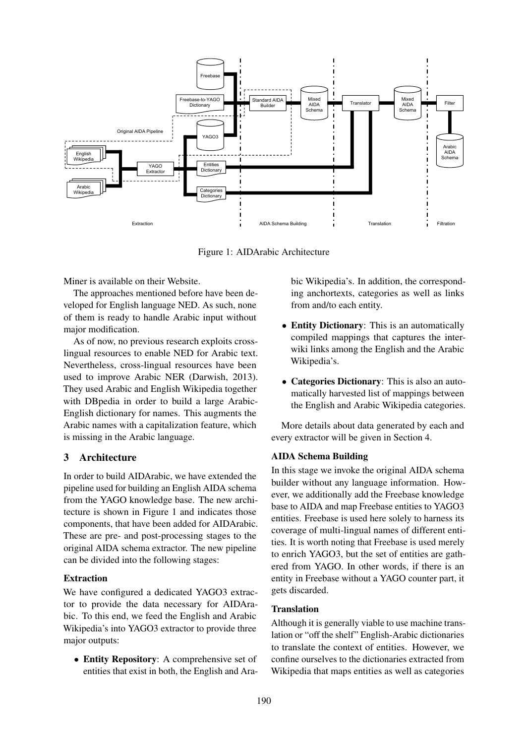Figure 1: AIDArabic Architecture

Miner is available on their Website.

The approaches mentioned before have been developed for English language NED. As such, none of them is ready to handle Arabic input without major modification.

As of now, no previous research exploits cross-lingual resources to enable NED for Arabic text. Nevertheless, cross-lingual resources have been used to improve Arabic NER (Darwish, 2013). They used Arabic and English Wikipedia together with DBpedia in order to build a large Arabic-English dictionary for names. This augments the Arabic names with a capitalization feature, which is missing in the Arabic language.

## 3 Architecture

In order to build AIDArabic, we have extended the pipeline used for building an English AIDA schema from the YAGO knowledge base. The new architecture is shown in Figure 1 and indicates those components, that have been added for AIDArabic. These are pre- and post-processing stages to the original AIDA schema extractor. The new pipeline can be divided into the following stages:

### Extraction

We have configured a dedicated YAGO3 extractor to provide the data necessary for AIDArabic. To this end, we feed the English and Arabic Wikipedia's into YAGO3 extractor to provide three major outputs:

- **Entity Repository**: A comprehensive set of entities that exist in both, the English and Arabic Wikipedia's. In addition, the corresponding anchortexts, categories as well as links from and/to each entity.
- **Entity Dictionary**: This is an automatically compiled mappings that captures the inter-wiki links among the English and the Arabic Wikipedia's.
- **Categories Dictionary**: This is also an automatically harvested list of mappings between the English and Arabic Wikipedia categories.

More details about data generated by each and every extractor will be given in Section 4.

### AIDA Schema Building

In this stage we invoke the original AIDA schema builder without any language information. However, we additionally add the Freebase knowledge base to AIDA and map Freebase entities to YAGO3 entities. Freebase is used here solely to harness its coverage of multi-lingual names of different entities. It is worth noting that Freebase is used merely to enrich YAGO3, but the set of entities are gathered from YAGO. In other words, if there is an entity in Freebase without a YAGO counter part, it gets discarded.

### Translation

Although it is generally viable to use machine translation or "off the shelf" English-Arabic dictionaries to translate the context of entities. However, we confine ourselves to the dictionaries extracted from Wikipedia that maps entities as well as categories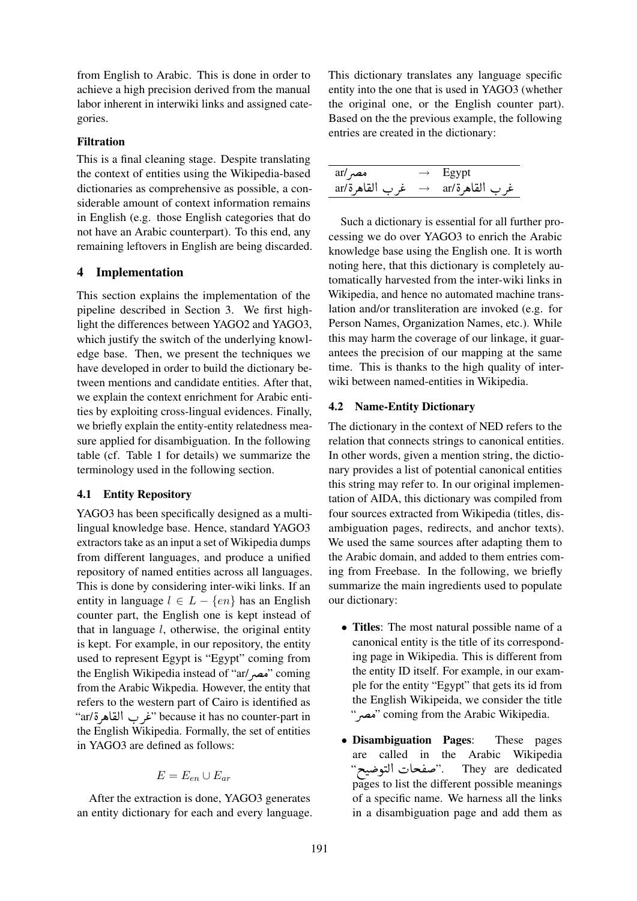from English to Arabic. This is done in order to achieve a high precision derived from the manual labor inherent in interwiki links and assigned categories.

**Filtration**

This is a final cleaning stage. Despite translating the context of entities using the Wikipedia-based dictionaries as comprehensive as possible, a considerable amount of context information remains in English (e.g. those English categories that do not have an Arabic counterpart). To this end, any remaining leftovers in English are being discarded.

## 4 Implementation

This section explains the implementation of the pipeline described in Section 3. We first highlight the differences between YAGO2 and YAGO3, which justify the switch of the underlying knowledge base. Then, we present the techniques we have developed in order to build the dictionary between mentions and candidate entities. After that, we explain the context enrichment for Arabic entities by exploiting cross-lingual evidences. Finally, we briefly explain the entity-entity relatedness measure applied for disambiguation. In the following table (cf. Table 1 for details) we summarize the terminology used in the following section.

### 4.1 Entity Repository

YAGO3 has been specifically designed as a multilingual knowledge base. Hence, standard YAGO3 extractors take as an input a set of Wikipedia dumps from different languages, and produce a unified repository of named entities across all languages. This is done by considering inter-wiki links. If an entity in language $l \in L - \{en\}$ has an English counter part, the English one is kept instead of that in language $l$, otherwise, the original entity is kept. For example, in our repository, the entity used to represent Egypt is "Egypt" coming from the English Wikipedia instead of "ar/مصر" coming from the Arabic Wikpedia. However, the entity that refers to the western part of Cairo is identified as "ar/غرب القاهرة" because it has no counter-part in the English Wikipedia. Formally, the set of entities in YAGO3 are defined as follows:

$$E = E_{en} \cup E_{ar}$$

After the extraction is done, YAGO3 generates an entity dictionary for each and every language. This dictionary translates any language specific entity into the one that is used in YAGO3 (whether the original one, or the English counter part). Based on the the previous example, the following entries are created in the dictionary:

| | | |
|---|---|---|
| ar/مصر | → | Egypt |
| ar/غرب القاهرة | → | ar/غرب القاهرة |

Such a dictionary is essential for all further processing we do over YAGO3 to enrich the Arabic knowledge base using the English one. It is worth noting here, that this dictionary is completely automatically harvested from the inter-wiki links in Wikipedia, and hence no automated machine translation and/or transliteration are invoked (e.g. for Person Names, Organization Names, etc.). While this may harm the coverage of our linkage, it guarantees the precision of our mapping at the same time. This is thanks to the high quality of inter-wiki between named-entities in Wikipedia.

### 4.2 Name-Entity Dictionary

The dictionary in the context of NED refers to the relation that connects strings to canonical entities. In other words, given a mention string, the dictionary provides a list of potential canonical entities this string may refer to. In our original implementation of AIDA, this dictionary was compiled from four sources extracted from Wikipedia (titles, disambiguation pages, redirects, and anchor texts). We used the same sources after adapting them to the Arabic domain, and added to them entries coming from Freebase. In the following, we briefly summarize the main ingredients used to populate our dictionary:

- **Titles**: The most natural possible name of a canonical entity is the title of its corresponding page in Wikipedia. This is different from the entity ID itself. For example, in our example for the entity "Egypt" that gets its id from the English Wikipeida, we consider the title "مصر" coming from the Arabic Wikipedia.
- **Disambiguation Pages**: These pages are called in the Arabic Wikipedia "صفحات التوضيح". They are dedicated pages to list the different possible meanings of a specific name. We harness all the links in a disambiguation page and add them as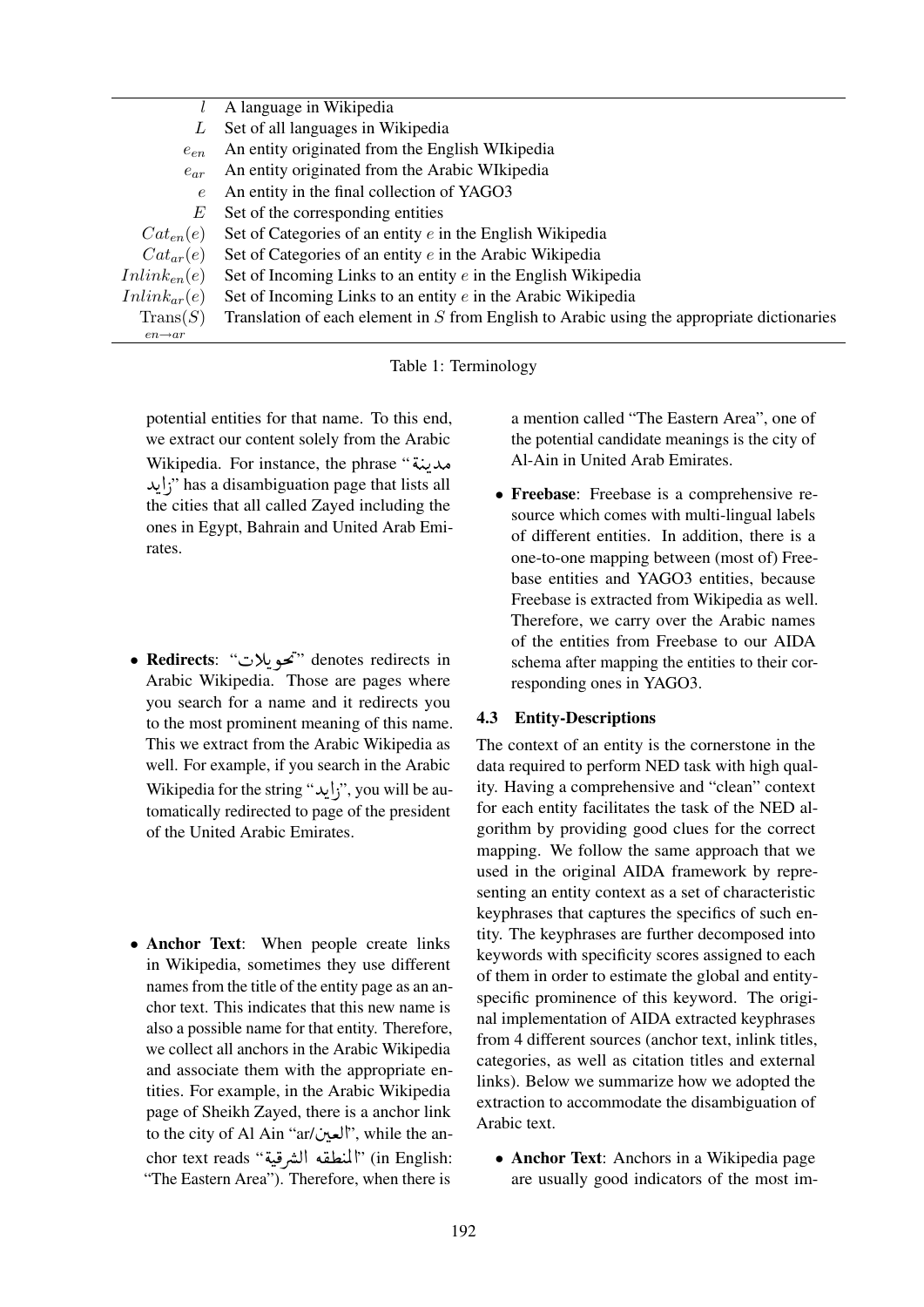| | |
|---|---|
| $l$ | A language in Wikipedia |
| $L$ | Set of all languages in Wikipedia |
| $e_{en}$ | An entity originated from the English WIkipedia |
| $e_{ar}$ | An entity originated from the Arabic WIkipedia |
| $e$ | An entity in the final collection of YAGO3 |
| $E$ | Set of the corresponding entities |
| $Cat_{en}(e)$ | Set of Categories of an entity $e$ in the English Wikipedia |
| $Cat_{ar}(e)$ | Set of Categories of an entity $e$ in the Arabic Wikipedia |
| $Inlink_{en}(e)$ | Set of Incoming Links to an entity $e$ in the English Wikipedia |
| $Inlink_{ar}(e)$ | Set of Incoming Links to an entity $e$ in the Arabic Wikipedia |
| $\underset{en \rightarrow ar}{\text{Trans}}(S)$ | Translation of each element in $S$ from English to Arabic using the appropriate dictionaries |

Table 1: Terminology

potential entities for that name. To this end, we extract our content solely from the Arabic Wikipedia. For instance, the phrase "مدينة زايد" has a disambiguation page that lists all the cities that all called Zayed including the ones in Egypt, Bahrain and United Arab Emirates.

- **Redirects**: "تحويلات" denotes redirects in Arabic Wikipedia. Those are pages where you search for a name and it redirects you to the most prominent meaning of this name. This we extract from the Arabic Wikipedia as well. For example, if you search in the Arabic Wikipedia for the string "زايد", you will be automatically redirected to page of the president of the United Arabic Emirates.

- **Anchor Text**: When people create links in Wikipedia, sometimes they use different names from the title of the entity page as an anchor text. This indicates that this new name is also a possible name for that entity. Therefore, we collect all anchors in the Arabic Wikipedia and associate them with the appropriate entities. For example, in the Arabic Wikipedia page of Sheikh Zayed, there is a anchor link to the city of Al Ain "ar/العين", while the anchor text reads "المنطقه الشرقية" (in English: "The Eastern Area"). Therefore, when there is a mention called "The Eastern Area", one of the potential candidate meanings is the city of Al-Ain in United Arab Emirates.

- **Freebase**: Freebase is a comprehensive resource which comes with multi-lingual labels of different entities. In addition, there is a one-to-one mapping between (most of) Freebase entities and YAGO3 entities, because Freebase is extracted from Wikipedia as well. Therefore, we carry over the Arabic names of the entities from Freebase to our AIDA schema after mapping the entities to their corresponding ones in YAGO3.

### 4.3 Entity-Descriptions

The context of an entity is the cornerstone in the data required to perform NED task with high quality. Having a comprehensive and "clean" context for each entity facilitates the task of the NED algorithm by providing good clues for the correct mapping. We follow the same approach that we used in the original AIDA framework by representing an entity context as a set of characteristic keyphrases that captures the specifics of such entity. The keyphrases are further decomposed into keywords with specificity scores assigned to each of them in order to estimate the global and entity-specific prominence of this keyword. The original implementation of AIDA extracted keyphrases from 4 different sources (anchor text, inlink titles, categories, as well as citation titles and external links). Below we summarize how we adopted the extraction to accommodate the disambiguation of Arabic text.

- **Anchor Text**: Anchors in a Wikipedia page are usually good indicators of the most im-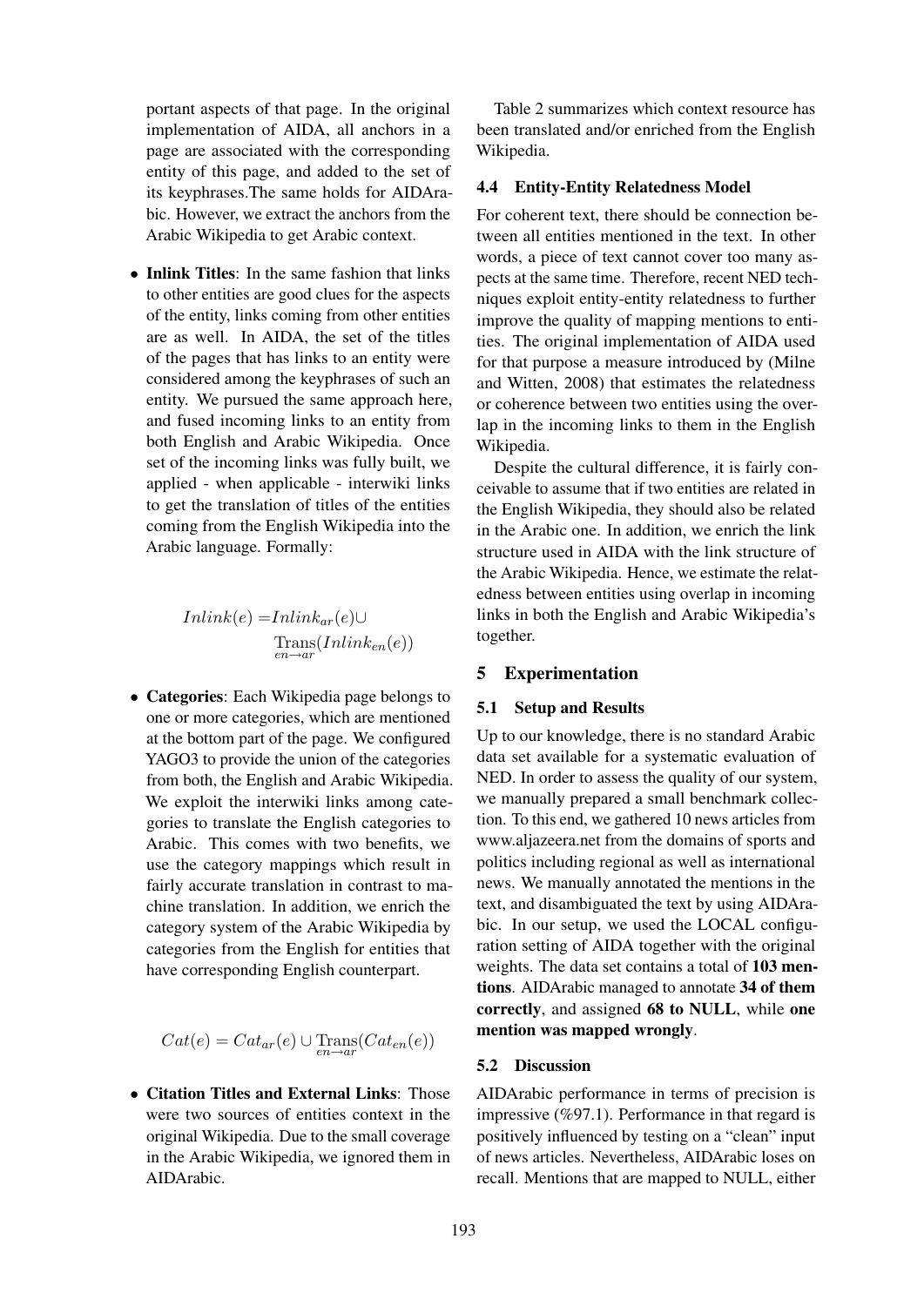portant aspects of that page. In the original implementation of AIDA, all anchors in a page are associated with the corresponding entity of this page, and added to the set of its keyphrases.The same holds for AIDArabic. However, we extract the anchors from the Arabic Wikipedia to get Arabic context.

- **Inlink Titles**: In the same fashion that links to other entities are good clues for the aspects of the entity, links coming from other entities are as well. In AIDA, the set of the titles of the pages that has links to an entity were considered among the keyphrases of such an entity. We pursued the same approach here, and fused incoming links to an entity from both English and Arabic Wikipedia. Once set of the incoming links was fully built, we applied - when applicable - interwiki links to get the translation of titles of the entities coming from the English Wikipedia into the Arabic language. Formally:

$$Inlink(e) = Inlink_{ar}(e) \cup \underset{en \rightarrow ar}{\text{Trans}}(Inlink_{en}(e))$$

- **Categories**: Each Wikipedia page belongs to one or more categories, which are mentioned at the bottom part of the page. We configured YAGO3 to provide the union of the categories from both, the English and Arabic Wikipedia. We exploit the interwiki links among categories to translate the English categories to Arabic. This comes with two benefits, we use the category mappings which result in fairly accurate translation in contrast to machine translation. In addition, we enrich the category system of the Arabic Wikipedia by categories from the English for entities that have corresponding English counterpart.

$$Cat(e) = Cat_{ar}(e) \cup \underset{en \rightarrow ar}{\text{Trans}}(Cat_{en}(e))$$

- **Citation Titles and External Links**: Those were two sources of entities context in the original Wikipedia. Due to the small coverage in the Arabic Wikipedia, we ignored them in AIDArabic.

Table 2 summarizes which context resource has been translated and/or enriched from the English Wikipedia.

### 4.4 Entity-Entity Relatedness Model

For coherent text, there should be connection between all entities mentioned in the text. In other words, a piece of text cannot cover too many aspects at the same time. Therefore, recent NED techniques exploit entity-entity relatedness to further improve the quality of mapping mentions to entities. The original implementation of AIDA used for that purpose a measure introduced by (Milne and Witten, 2008) that estimates the relatedness or coherence between two entities using the overlap in the incoming links to them in the English Wikipedia.

Despite the cultural difference, it is fairly conceivable to assume that if two entities are related in the English Wikipedia, they should also be related in the Arabic one. In addition, we enrich the link structure used in AIDA with the link structure of the Arabic Wikipedia. Hence, we estimate the relatedness between entities using overlap in incoming links in both the English and Arabic Wikipedia's together.

## 5 Experimentation

### 5.1 Setup and Results

Up to our knowledge, there is no standard Arabic data set available for a systematic evaluation of NED. In order to assess the quality of our system, we manually prepared a small benchmark collection. To this end, we gathered 10 news articles from www.aljazeera.net from the domains of sports and politics including regional as well as international news. We manually annotated the mentions in the text, and disambiguated the text by using AIDArabic. In our setup, we used the LOCAL configuration setting of AIDA together with the original weights. The data set contains a total of **103 mentions**. AIDArabic managed to annotate **34 of them correctly**, and assigned **68 to NULL**, while **one mention was mapped wrongly**.

### 5.2 Discussion

AIDArabic performance in terms of precision is impressive (%97.1). Performance in that regard is positively influenced by testing on a "clean" input of news articles. Nevertheless, AIDArabic loses on recall. Mentions that are mapped to NULL, either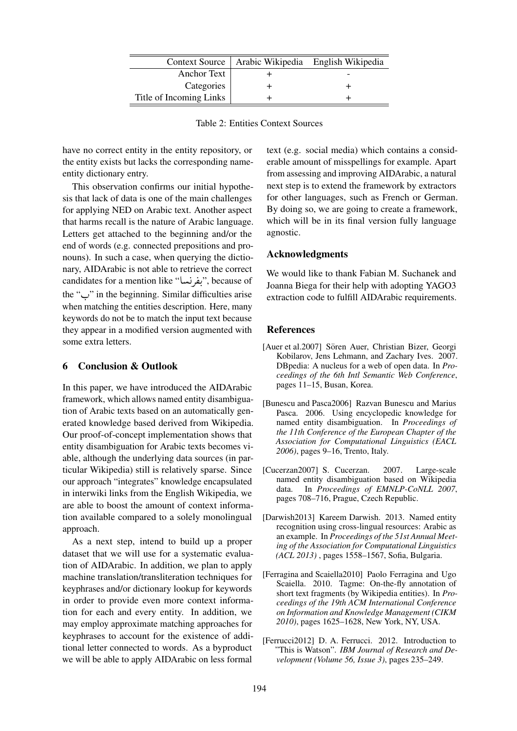| Context Source | Arabic Wikipedia | English Wikipedia |
|---|---|---|
| Anchor Text | + | - |
| Categories | + | + |
| Title of Incoming Links | + | + |

Table 2: Entities Context Sources

have no correct entity in the entity repository, or the entity exists but lacks the corresponding name-entity dictionary entry.

This observation confirms our initial hypothesis that lack of data is one of the main challenges for applying NED on Arabic text. Another aspect that harms recall is the nature of Arabic language. Letters get attached to the beginning and/or the end of words (e.g. connected prepositions and pronouns). In such a case, when querying the dictionary, AIDArabic is not able to retrieve the correct candidates for a mention like "بفرنسا", because of the "ب" in the beginning. Similar difficulties arise when matching the entities description. Here, many keywords do not be to match the input text because they appear in a modified version augmented with some extra letters.

## 6 Conclusion & Outlook

In this paper, we have introduced the AIDArabic framework, which allows named entity disambiguation of Arabic texts based on an automatically generated knowledge based derived from Wikipedia. Our proof-of-concept implementation shows that entity disambiguation for Arabic texts becomes viable, although the underlying data sources (in particular Wikipedia) still is relatively sparse. Since our approach "integrates" knowledge encapsulated in interwiki links from the English Wikipedia, we are able to boost the amount of context information available compared to a solely monolingual approach.

As a next step, intend to build up a proper dataset that we will use for a systematic evaluation of AIDArabic. In addition, we plan to apply machine translation/transliteration techniques for keyphrases and/or dictionary lookup for keywords in order to provide even more context information for each and every entity. In addition, we may employ approximate matching approaches for keyphrases to account for the existence of additional letter connected to words. As a byproduct we will be able to apply AIDArabic on less formal text (e.g. social media) which contains a considerable amount of misspellings for example. Apart from assessing and improving AIDArabic, a natural next step is to extend the framework by extractors for other languages, such as French or German. By doing so, we are going to create a framework, which will be in its final version fully language agnostic.

## Acknowledgments

We would like to thank Fabian M. Suchanek and Joanna Biega for their help with adopting YAGO3 extraction code to fulfill AIDArabic requirements.

## References

[Auer et al.2007] Sören Auer, Christian Bizer, Georgi Kobilarov, Jens Lehmann, and Zachary Ives. 2007. DBpedia: A nucleus for a web of open data. In *Proceedings of the 6th Intl Semantic Web Conference*, pages 11–15, Busan, Korea.

[Bunescu and Pasca2006] Razvan Bunescu and Marius Pasca. 2006. Using encyclopedic knowledge for named entity disambiguation. In *Proceedings of the 11th Conference of the European Chapter of the Association for Computational Linguistics (EACL 2006)*, pages 9–16, Trento, Italy.

[Cucerzan2007] S. Cucerzan. 2007. Large-scale named entity disambiguation based on Wikipedia data. In *Proceedings of EMNLP-CoNLL 2007*, pages 708–716, Prague, Czech Republic.

[Darwish2013] Kareem Darwish. 2013. Named entity recognition using cross-lingual resources: Arabic as an example. In *Proceedings of the 51st Annual Meeting of the Association for Computational Linguistics (ACL 2013)* , pages 1558–1567, Sofia, Bulgaria.

[Ferragina and Scaiella2010] Paolo Ferragina and Ugo Scaiella. 2010. Tagme: On-the-fly annotation of short text fragments (by Wikipedia entities). In *Proceedings of the 19th ACM International Conference on Information and Knowledge Management (CIKM 2010)*, pages 1625–1628, New York, NY, USA.

[Ferrucci2012] D. A. Ferrucci. 2012. Introduction to "This is Watson". *IBM Journal of Research and Development (Volume 56, Issue 3)*, pages 235–249.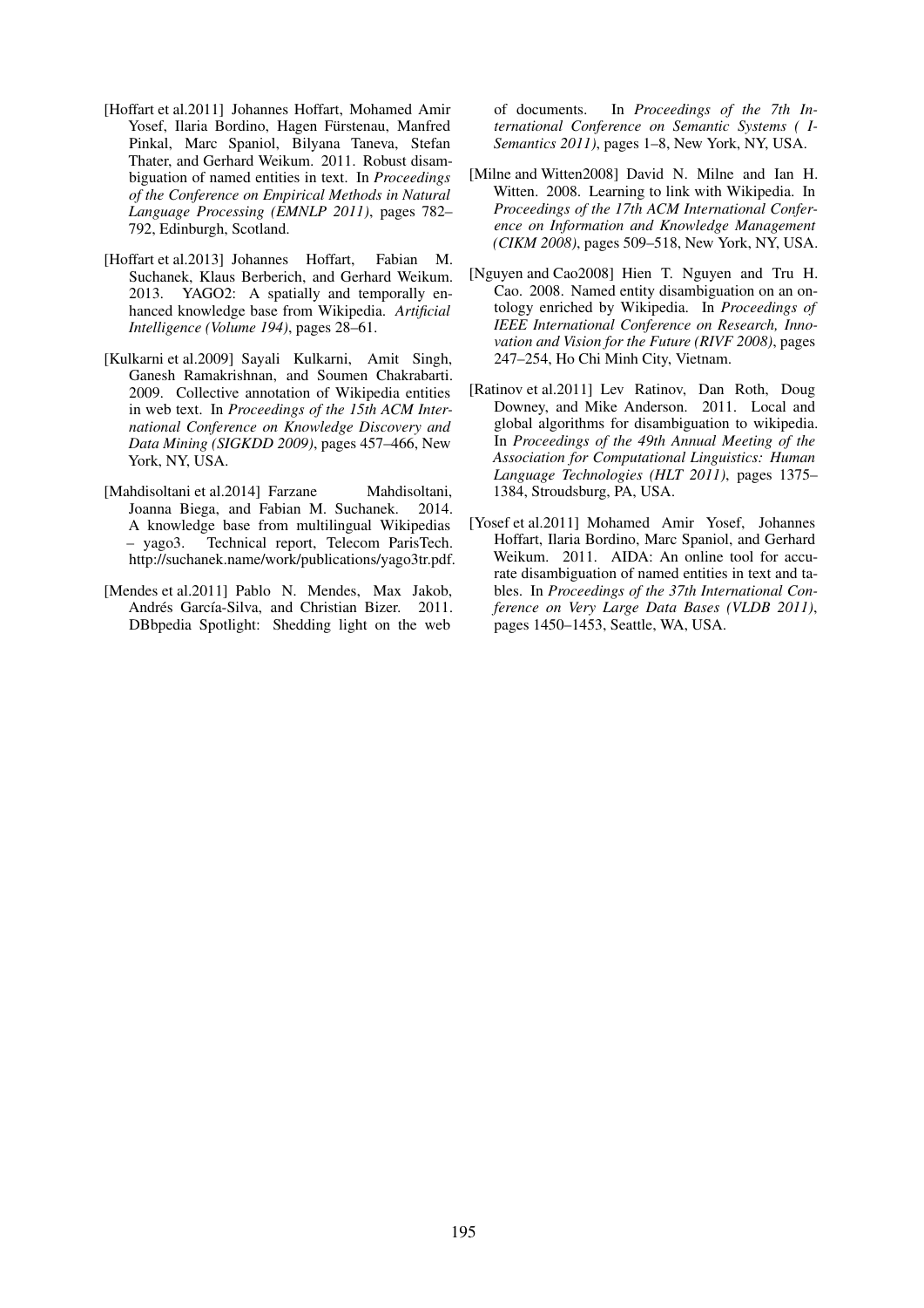[Hoffart et al.2011] Johannes Hoffart, Mohamed Amir Yosef, Ilaria Bordino, Hagen Fürstenau, Manfred Pinkal, Marc Spaniol, Bilyana Taneva, Stefan Thater, and Gerhard Weikum. 2011. Robust disambiguation of named entities in text. In *Proceedings of the Conference on Empirical Methods in Natural Language Processing (EMNLP 2011)*, pages 782–792, Edinburgh, Scotland.

[Hoffart et al.2013] Johannes Hoffart, Fabian M. Suchanek, Klaus Berberich, and Gerhard Weikum. 2013. YAGO2: A spatially and temporally enhanced knowledge base from Wikipedia. *Artificial Intelligence (Volume 194)*, pages 28–61.

[Kulkarni et al.2009] Sayali Kulkarni, Amit Singh, Ganesh Ramakrishnan, and Soumen Chakrabarti. 2009. Collective annotation of Wikipedia entities in web text. In *Proceedings of the 15th ACM International Conference on Knowledge Discovery and Data Mining (SIGKDD 2009)*, pages 457–466, New York, NY, USA.

[Mahdisoltani et al.2014] Farzane Mahdisoltani, Joanna Biega, and Fabian M. Suchanek. 2014. A knowledge base from multilingual Wikipedias – yago3. Technical report, Telecom ParisTech. http://suchanek.name/work/publications/yago3tr.pdf.

[Mendes et al.2011] Pablo N. Mendes, Max Jakob, Andrés García-Silva, and Christian Bizer. 2011. DBbpedia Spotlight: Shedding light on the web of documents. In *Proceedings of the 7th International Conference on Semantic Systems ( I-Semantics 2011)*, pages 1–8, New York, NY, USA.

[Milne and Witten2008] David N. Milne and Ian H. Witten. 2008. Learning to link with Wikipedia. In *Proceedings of the 17th ACM International Conference on Information and Knowledge Management (CIKM 2008)*, pages 509–518, New York, NY, USA.

[Nguyen and Cao2008] Hien T. Nguyen and Tru H. Cao. 2008. Named entity disambiguation on an ontology enriched by Wikipedia. In *Proceedings of IEEE International Conference on Research, Innovation and Vision for the Future (RIVF 2008)*, pages 247–254, Ho Chi Minh City, Vietnam.

[Ratinov et al.2011] Lev Ratinov, Dan Roth, Doug Downey, and Mike Anderson. 2011. Local and global algorithms for disambiguation to wikipedia. In *Proceedings of the 49th Annual Meeting of the Association for Computational Linguistics: Human Language Technologies (HLT 2011)*, pages 1375–1384, Stroudsburg, PA, USA.

[Yosef et al.2011] Mohamed Amir Yosef, Johannes Hoffart, Ilaria Bordino, Marc Spaniol, and Gerhard Weikum. 2011. AIDA: An online tool for accurate disambiguation of named entities in text and tables. In *Proceedings of the 37th International Conference on Very Large Data Bases (VLDB 2011)*, pages 1450–1453, Seattle, WA, USA.